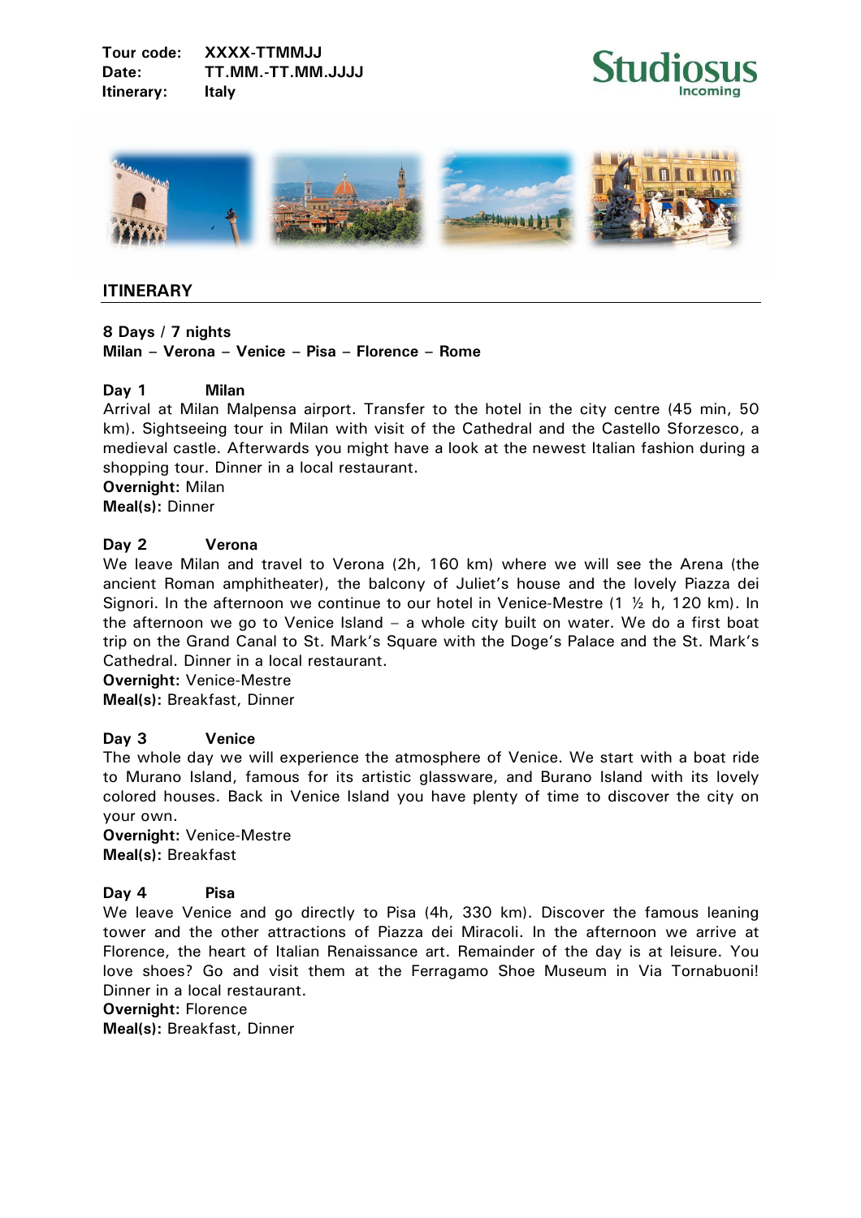**Tour code:** XXXX-TTMMJJ
**Date:** TT.MM.-TT.MM.JJJJ
**Itinerary:** Italy

Studiosus Incoming

## ITINERARY

**8 Days / 7 nights**
**Milan – Verona – Venice – Pisa – Florence – Rome**

### Day 1 Milan

Arrival at Milan Malpensa airport. Transfer to the hotel in the city centre (45 min, 50 km). Sightseeing tour in Milan with visit of the Cathedral and the Castello Sforzesco, a medieval castle. Afterwards you might have a look at the newest Italian fashion during a shopping tour. Dinner in a local restaurant.
**Overnight:** Milan
**Meal(s):** Dinner

### Day 2 Verona

We leave Milan and travel to Verona (2h, 160 km) where we will see the Arena (the ancient Roman amphitheater), the balcony of Juliet's house and the lovely Piazza dei Signori. In the afternoon we continue to our hotel in Venice-Mestre (1 ½ h, 120 km). In the afternoon we go to Venice Island – a whole city built on water. We do a first boat trip on the Grand Canal to St. Mark's Square with the Doge's Palace and the St. Mark's Cathedral. Dinner in a local restaurant.
**Overnight:** Venice-Mestre
**Meal(s):** Breakfast, Dinner

### Day 3 Venice

The whole day we will experience the atmosphere of Venice. We start with a boat ride to Murano Island, famous for its artistic glassware, and Burano Island with its lovely colored houses. Back in Venice Island you have plenty of time to discover the city on your own.
**Overnight:** Venice-Mestre
**Meal(s):** Breakfast

### Day 4 Pisa

We leave Venice and go directly to Pisa (4h, 330 km). Discover the famous leaning tower and the other attractions of Piazza dei Miracoli. In the afternoon we arrive at Florence, the heart of Italian Renaissance art. Remainder of the day is at leisure. You love shoes? Go and visit them at the Ferragamo Shoe Museum in Via Tornabuoni! Dinner in a local restaurant.
**Overnight:** Florence
**Meal(s):** Breakfast, Dinner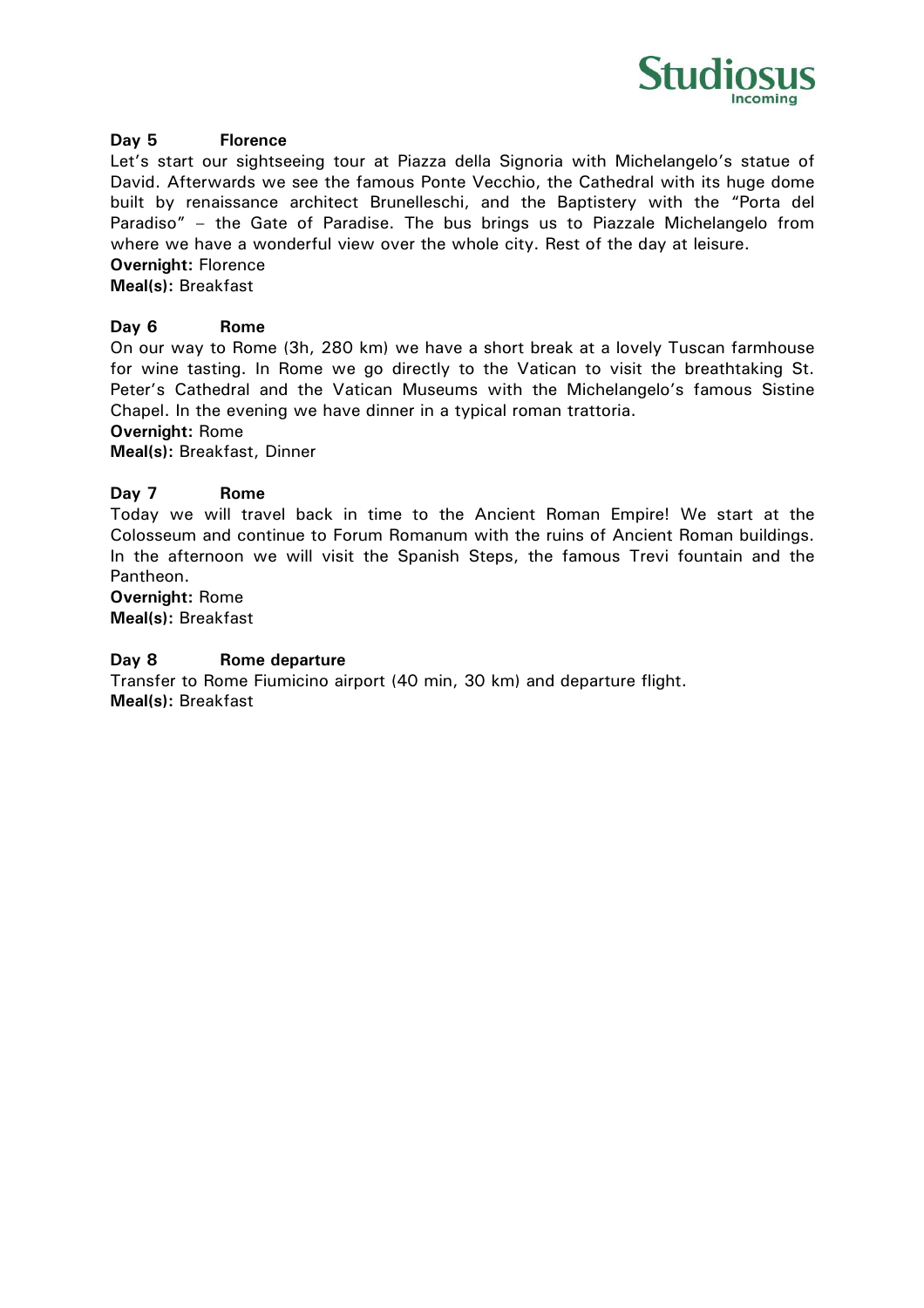### Day 5 Florence

Let's start our sightseeing tour at Piazza della Signoria with Michelangelo's statue of David. Afterwards we see the famous Ponte Vecchio, the Cathedral with its huge dome built by renaissance architect Brunelleschi, and the Baptistery with the "Porta del Paradiso" – the Gate of Paradise. The bus brings us to Piazzale Michelangelo from where we have a wonderful view over the whole city. Rest of the day at leisure.

**Overnight:** Florence

**Meal(s):** Breakfast

### Day 6 Rome

On our way to Rome (3h, 280 km) we have a short break at a lovely Tuscan farmhouse for wine tasting. In Rome we go directly to the Vatican to visit the breathtaking St. Peter's Cathedral and the Vatican Museums with the Michelangelo's famous Sistine Chapel. In the evening we have dinner in a typical roman trattoria.

**Overnight:** Rome

**Meal(s):** Breakfast, Dinner

### Day 7 Rome

Today we will travel back in time to the Ancient Roman Empire! We start at the Colosseum and continue to Forum Romanum with the ruins of Ancient Roman buildings. In the afternoon we will visit the Spanish Steps, the famous Trevi fountain and the Pantheon.

**Overnight:** Rome

**Meal(s):** Breakfast

### Day 8 Rome departure

Transfer to Rome Fiumicino airport (40 min, 30 km) and departure flight.

**Meal(s):** Breakfast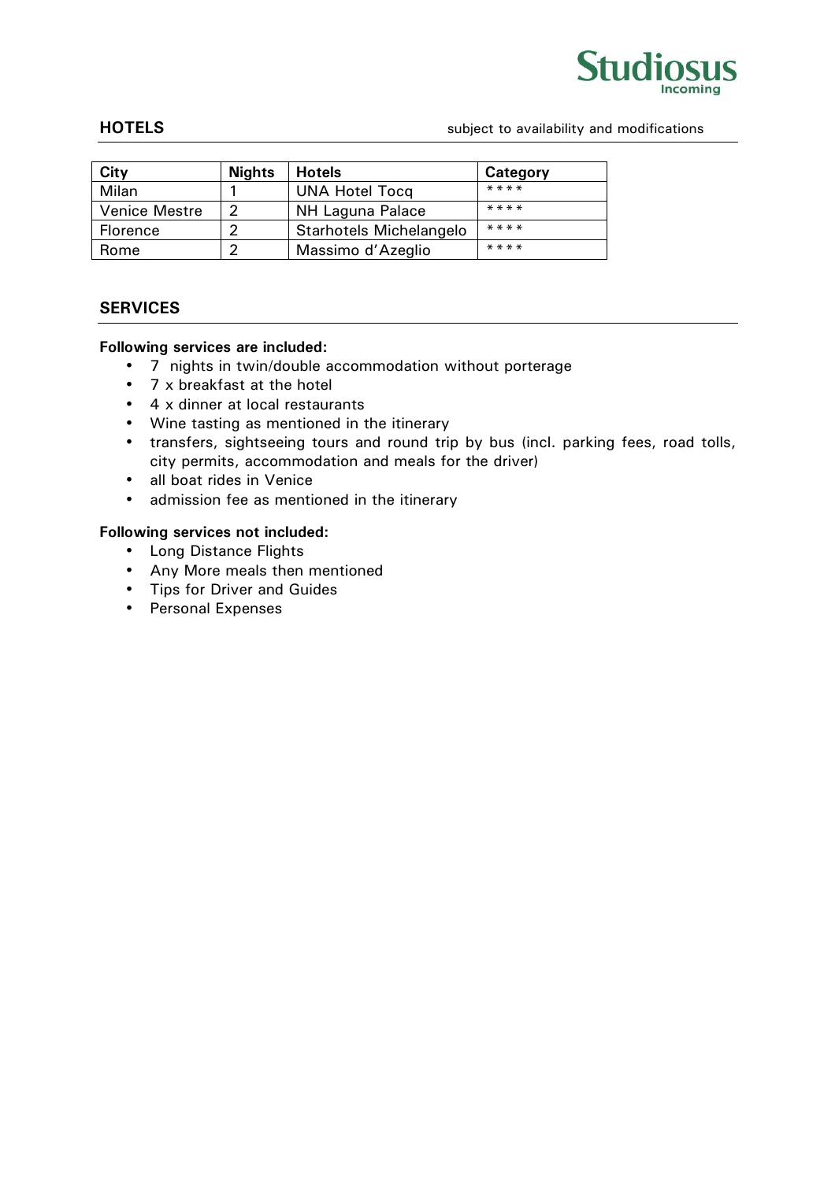## HOTELS

subject to availability and modifications

| City | Nights | Hotels | Category |
|---|---|---|---|
| Milan | 1 | UNA Hotel Tocq | **** |
| Venice Mestre | 2 | NH Laguna Palace | **** |
| Florence | 2 | Starhotels Michelangelo | **** |
| Rome | 2 | Massimo d'Azeglio | **** |

## SERVICES

**Following services are included:**

- 7 nights in twin/double accommodation without porterage
- 7 x breakfast at the hotel
- 4 x dinner at local restaurants
- Wine tasting as mentioned in the itinerary
- transfers, sightseeing tours and round trip by bus (incl. parking fees, road tolls, city permits, accommodation and meals for the driver)
- all boat rides in Venice
- admission fee as mentioned in the itinerary

**Following services not included:**

- Long Distance Flights
- Any More meals then mentioned
- Tips for Driver and Guides
- Personal Expenses